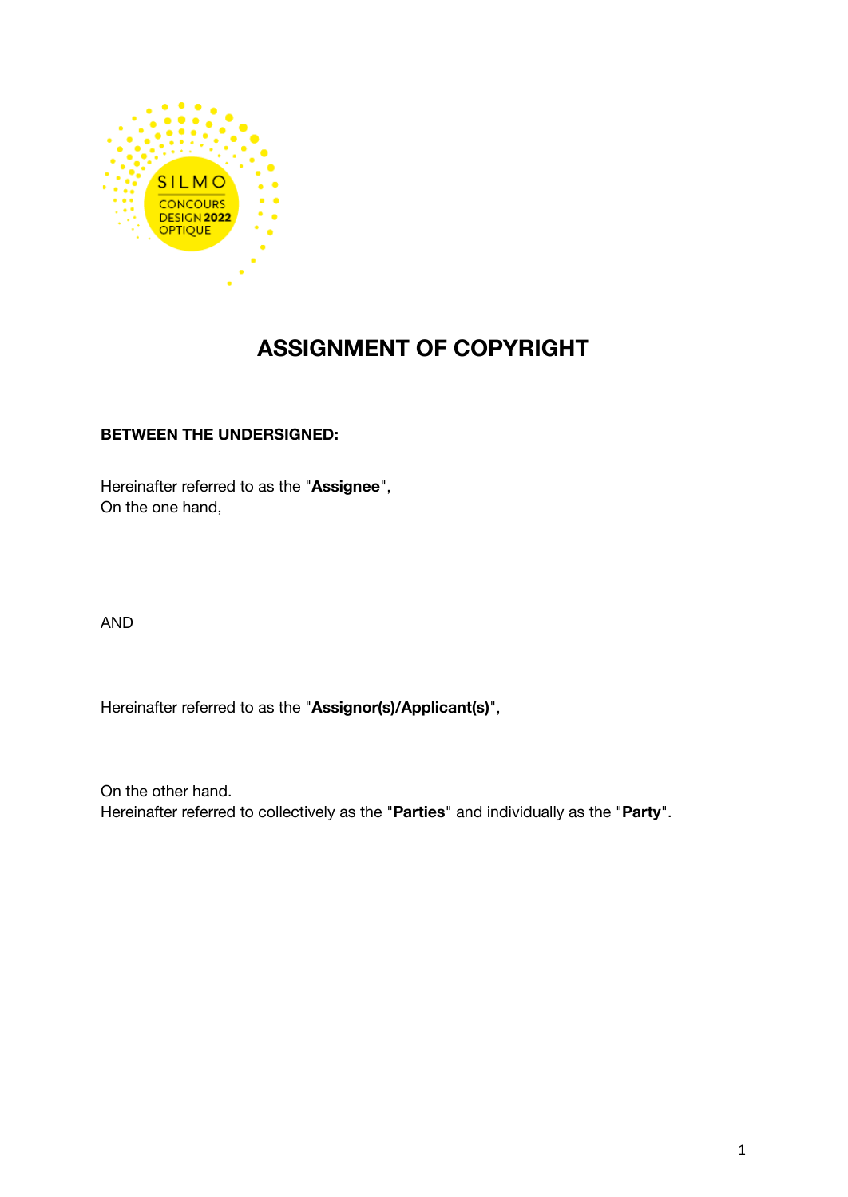# ASSIGNMENT OF COPYRIGHT

**BETWEEN THE UNDERSIGNED:**

Hereinafter referred to as the "**Assignee**",
On the one hand,

AND

Hereinafter referred to as the "**Assignor(s)/Applicant(s)**",

On the other hand.
Hereinafter referred to collectively as the "**Parties**" and individually as the "**Party**".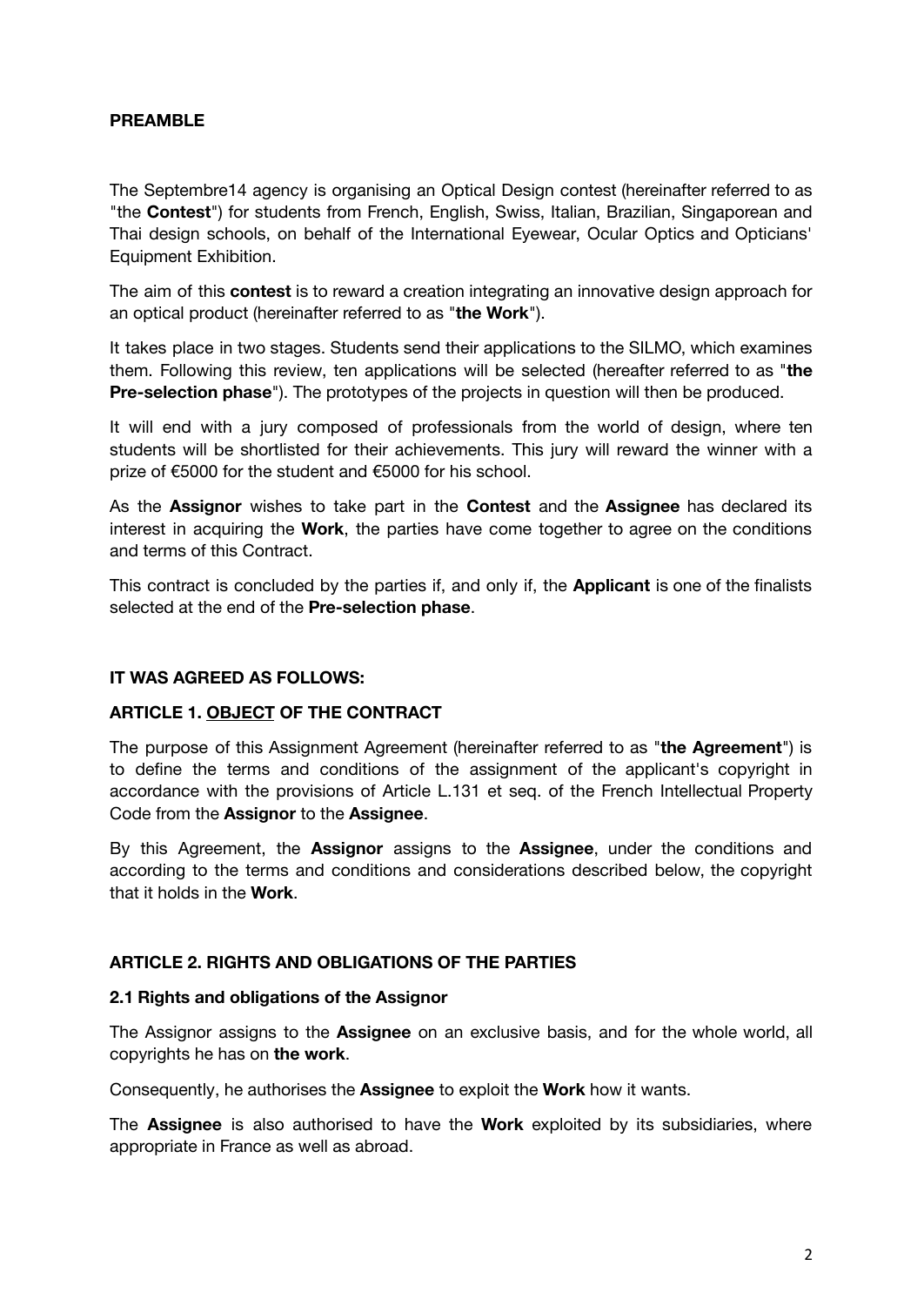**PREAMBLE**

The Septembre14 agency is organising an Optical Design contest (hereinafter referred to as "the **Contest**") for students from French, English, Swiss, Italian, Brazilian, Singaporean and Thai design schools, on behalf of the International Eyewear, Ocular Optics and Opticians' Equipment Exhibition.

The aim of this **contest** is to reward a creation integrating an innovative design approach for an optical product (hereinafter referred to as "**the Work**").

It takes place in two stages. Students send their applications to the SILMO, which examines them. Following this review, ten applications will be selected (hereafter referred to as "**the Pre-selection phase**"). The prototypes of the projects in question will then be produced.

It will end with a jury composed of professionals from the world of design, where ten students will be shortlisted for their achievements. This jury will reward the winner with a prize of €5000 for the student and €5000 for his school.

As the **Assignor** wishes to take part in the **Contest** and the **Assignee** has declared its interest in acquiring the **Work**, the parties have come together to agree on the conditions and terms of this Contract.

This contract is concluded by the parties if, and only if, the **Applicant** is one of the finalists selected at the end of the **Pre-selection phase**.

**IT WAS AGREED AS FOLLOWS:**

## ARTICLE 1. OBJECT OF THE CONTRACT

The purpose of this Assignment Agreement (hereinafter referred to as "**the Agreement**") is to define the terms and conditions of the assignment of the applicant's copyright in accordance with the provisions of Article L.131 et seq. of the French Intellectual Property Code from the **Assignor** to the **Assignee**.

By this Agreement, the **Assignor** assigns to the **Assignee**, under the conditions and according to the terms and conditions and considerations described below, the copyright that it holds in the **Work**.

## ARTICLE 2. RIGHTS AND OBLIGATIONS OF THE PARTIES

### 2.1 Rights and obligations of the Assignor

The Assignor assigns to the **Assignee** on an exclusive basis, and for the whole world, all copyrights he has on **the work**.

Consequently, he authorises the **Assignee** to exploit the **Work** how it wants.

The **Assignee** is also authorised to have the **Work** exploited by its subsidiaries, where appropriate in France as well as abroad.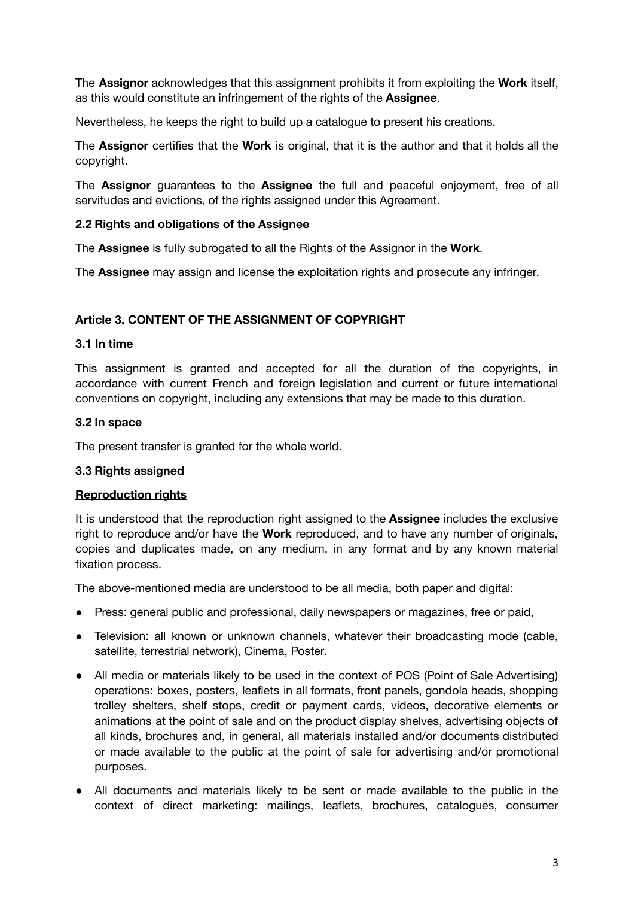The **Assignor** acknowledges that this assignment prohibits it from exploiting the **Work** itself, as this would constitute an infringement of the rights of the **Assignee**.

Nevertheless, he keeps the right to build up a catalogue to present his creations.

The **Assignor** certifies that the **Work** is original, that it is the author and that it holds all the copyright.

The **Assignor** guarantees to the **Assignee** the full and peaceful enjoyment, free of all servitudes and evictions, of the rights assigned under this Agreement.

### 2.2 Rights and obligations of the Assignee

The **Assignee** is fully subrogated to all the Rights of the Assignor in the **Work**.

The **Assignee** may assign and license the exploitation rights and prosecute any infringer.

## Article 3. CONTENT OF THE ASSIGNMENT OF COPYRIGHT

### 3.1 In time

This assignment is granted and accepted for all the duration of the copyrights, in accordance with current French and foreign legislation and current or future international conventions on copyright, including any extensions that may be made to this duration.

### 3.2 In space

The present transfer is granted for the whole world.

### 3.3 Rights assigned

**Reproduction rights**

It is understood that the reproduction right assigned to the **Assignee** includes the exclusive right to reproduce and/or have the **Work** reproduced, and to have any number of originals, copies and duplicates made, on any medium, in any format and by any known material fixation process.

The above-mentioned media are understood to be all media, both paper and digital:

- Press: general public and professional, daily newspapers or magazines, free or paid,
- Television: all known or unknown channels, whatever their broadcasting mode (cable, satellite, terrestrial network), Cinema, Poster.
- All media or materials likely to be used in the context of POS (Point of Sale Advertising) operations: boxes, posters, leaflets in all formats, front panels, gondola heads, shopping trolley shelters, shelf stops, credit or payment cards, videos, decorative elements or animations at the point of sale and on the product display shelves, advertising objects of all kinds, brochures and, in general, all materials installed and/or documents distributed or made available to the public at the point of sale for advertising and/or promotional purposes.
- All documents and materials likely to be sent or made available to the public in the context of direct marketing: mailings, leaflets, brochures, catalogues, consumer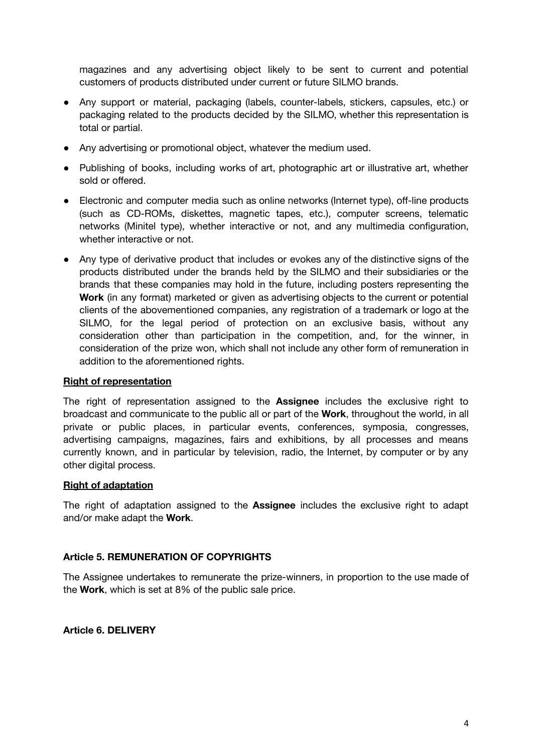magazines and any advertising object likely to be sent to current and potential customers of products distributed under current or future SILMO brands.

- Any support or material, packaging (labels, counter-labels, stickers, capsules, etc.) or packaging related to the products decided by the SILMO, whether this representation is total or partial.
- Any advertising or promotional object, whatever the medium used.
- Publishing of books, including works of art, photographic art or illustrative art, whether sold or offered.
- Electronic and computer media such as online networks (Internet type), off-line products (such as CD-ROMs, diskettes, magnetic tapes, etc.), computer screens, telematic networks (Minitel type), whether interactive or not, and any multimedia configuration, whether interactive or not.
- Any type of derivative product that includes or evokes any of the distinctive signs of the products distributed under the brands held by the SILMO and their subsidiaries or the brands that these companies may hold in the future, including posters representing the **Work** (in any format) marketed or given as advertising objects to the current or potential clients of the abovementioned companies, any registration of a trademark or logo at the SILMO, for the legal period of protection on an exclusive basis, without any consideration other than participation in the competition, and, for the winner, in consideration of the prize won, which shall not include any other form of remuneration in addition to the aforementioned rights.

**Right of representation**

The right of representation assigned to the **Assignee** includes the exclusive right to broadcast and communicate to the public all or part of the **Work**, throughout the world, in all private or public places, in particular events, conferences, symposia, congresses, advertising campaigns, magazines, fairs and exhibitions, by all processes and means currently known, and in particular by television, radio, the Internet, by computer or by any other digital process.

**Right of adaptation**

The right of adaptation assigned to the **Assignee** includes the exclusive right to adapt and/or make adapt the **Work**.

### Article 5. REMUNERATION OF COPYRIGHTS

The Assignee undertakes to remunerate the prize-winners, in proportion to the use made of the **Work**, which is set at 8% of the public sale price.

### Article 6. DELIVERY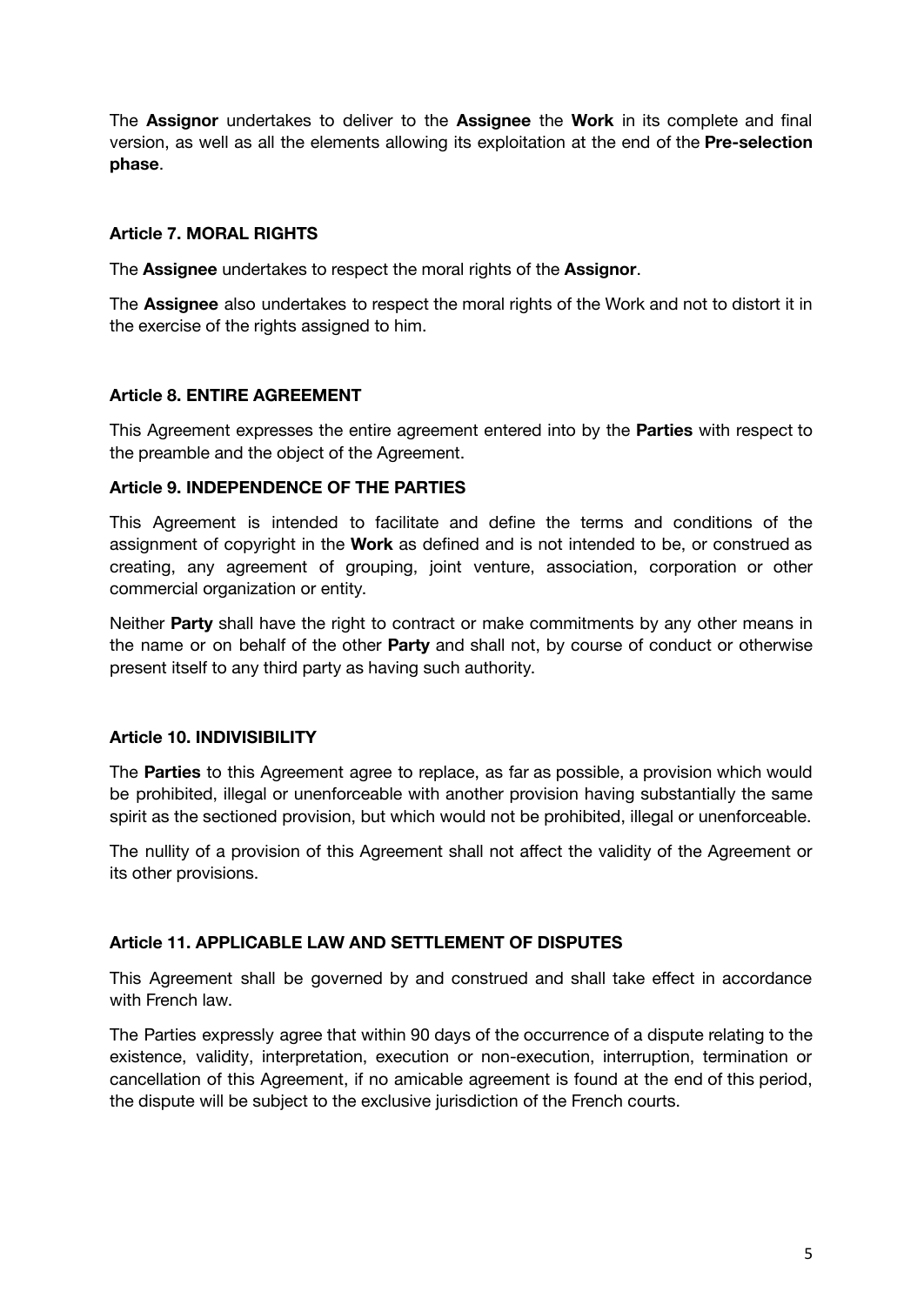The **Assignor** undertakes to deliver to the **Assignee** the **Work** in its complete and final version, as well as all the elements allowing its exploitation at the end of the **Pre-selection phase**.

### Article 7. MORAL RIGHTS

The **Assignee** undertakes to respect the moral rights of the **Assignor**.

The **Assignee** also undertakes to respect the moral rights of the Work and not to distort it in the exercise of the rights assigned to him.

### Article 8. ENTIRE AGREEMENT

This Agreement expresses the entire agreement entered into by the **Parties** with respect to the preamble and the object of the Agreement.

### Article 9. INDEPENDENCE OF THE PARTIES

This Agreement is intended to facilitate and define the terms and conditions of the assignment of copyright in the **Work** as defined and is not intended to be, or construed as creating, any agreement of grouping, joint venture, association, corporation or other commercial organization or entity.

Neither **Party** shall have the right to contract or make commitments by any other means in the name or on behalf of the other **Party** and shall not, by course of conduct or otherwise present itself to any third party as having such authority.

### Article 10. INDIVISIBILITY

The **Parties** to this Agreement agree to replace, as far as possible, a provision which would be prohibited, illegal or unenforceable with another provision having substantially the same spirit as the sectioned provision, but which would not be prohibited, illegal or unenforceable.

The nullity of a provision of this Agreement shall not affect the validity of the Agreement or its other provisions.

### Article 11. APPLICABLE LAW AND SETTLEMENT OF DISPUTES

This Agreement shall be governed by and construed and shall take effect in accordance with French law.

The Parties expressly agree that within 90 days of the occurrence of a dispute relating to the existence, validity, interpretation, execution or non-execution, interruption, termination or cancellation of this Agreement, if no amicable agreement is found at the end of this period, the dispute will be subject to the exclusive jurisdiction of the French courts.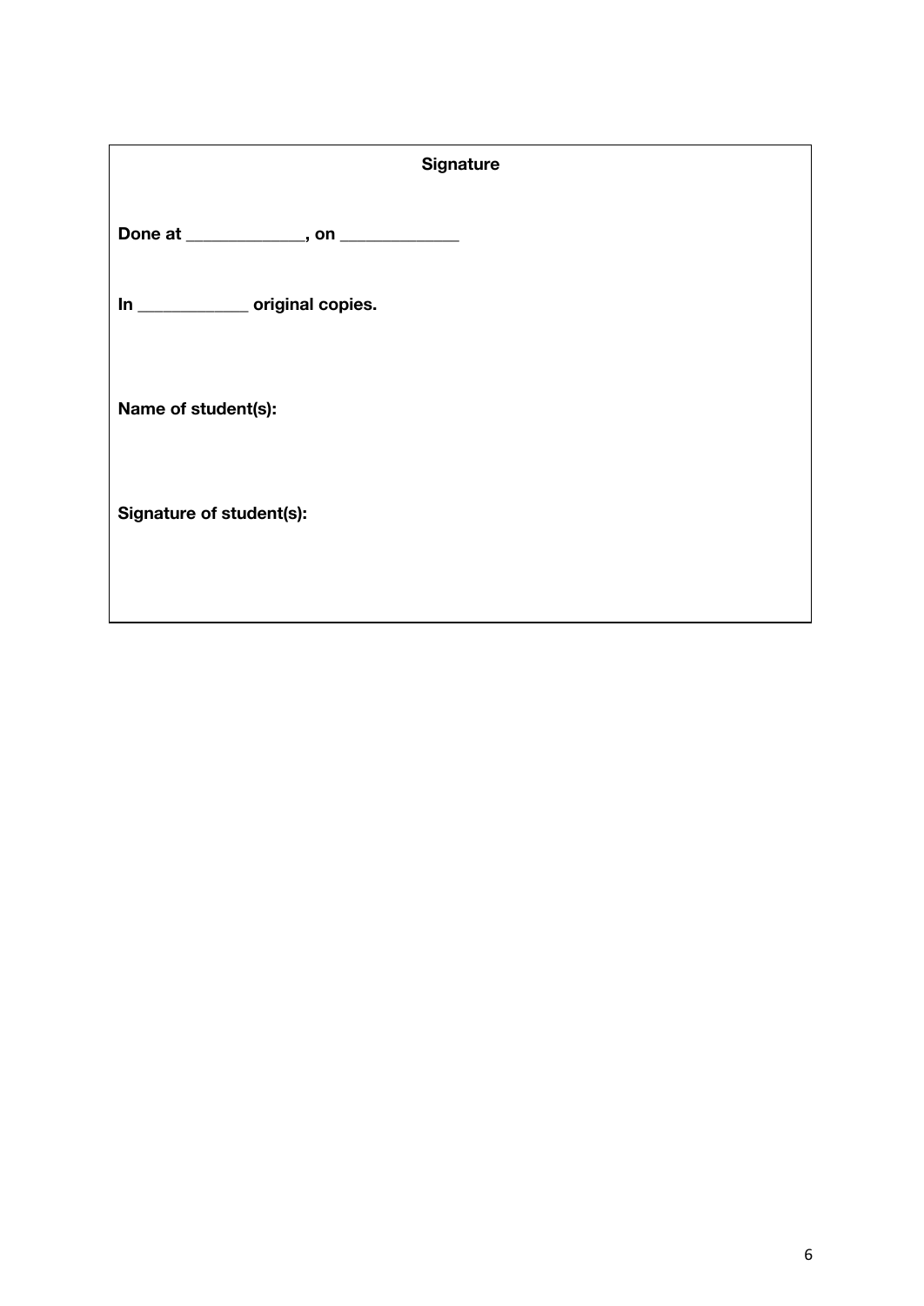**Signature**

**Done at _____________, on _____________**

**In ____________ original copies.**

**Name of student(s):**

**Signature of student(s):**